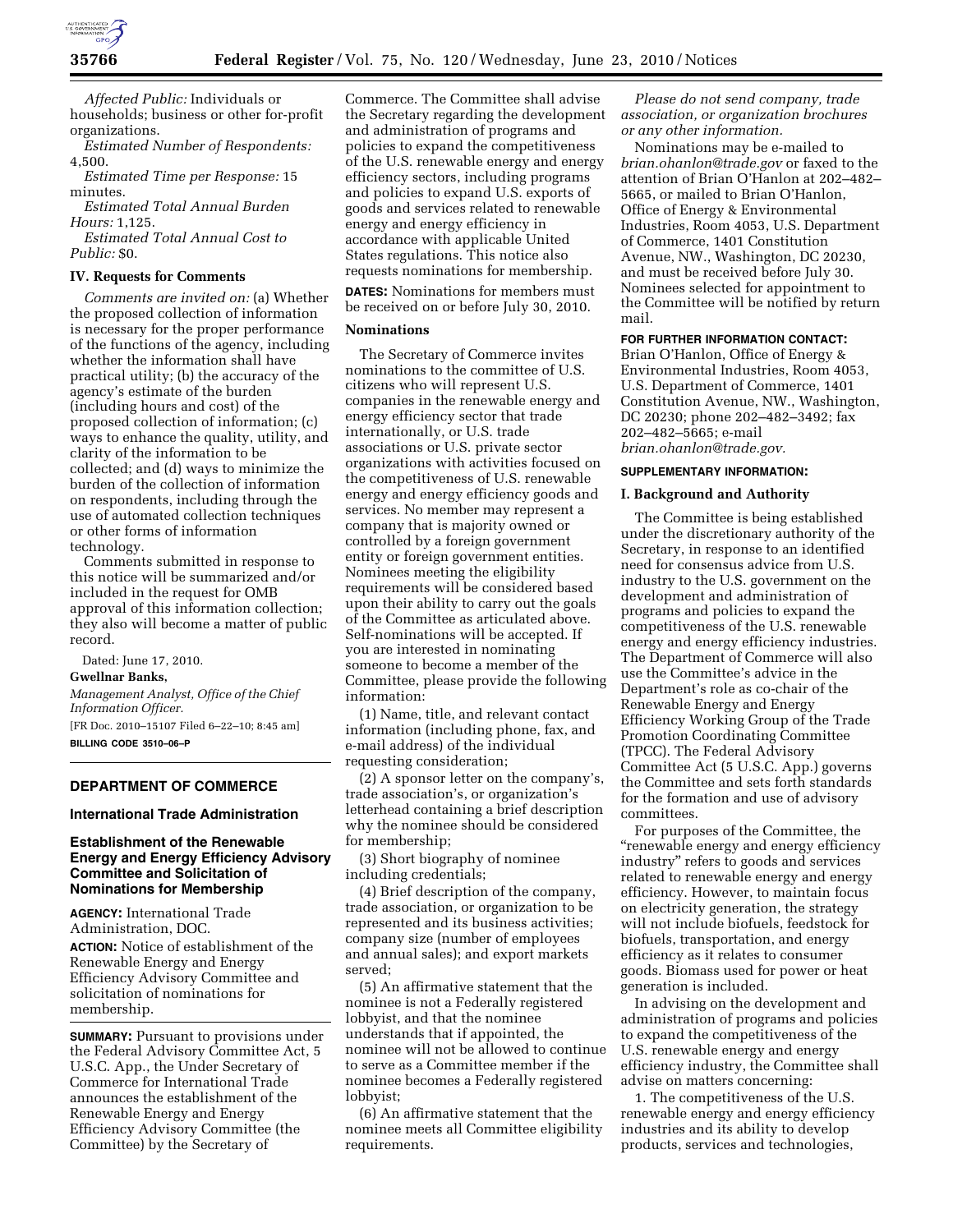*Affected Public:* Individuals or households; business or other for-profit organizations.

*Estimated Number of Respondents:* 4,500.

*Estimated Time per Response:* 15 minutes.

*Estimated Total Annual Burden Hours:* 1,125.

*Estimated Total Annual Cost to Public:* $0.

### IV. Requests for Comments

*Comments are invited on:* (a) Whether the proposed collection of information is necessary for the proper performance of the functions of the agency, including whether the information shall have practical utility; (b) the accuracy of the agency's estimate of the burden (including hours and cost) of the proposed collection of information; (c) ways to enhance the quality, utility, and clarity of the information to be collected; and (d) ways to minimize the burden of the collection of information on respondents, including through the use of automated collection techniques or other forms of information technology.

Comments submitted in response to this notice will be summarized and/or included in the request for OMB approval of this information collection; they also will become a matter of public record.

Dated: June 17, 2010.

**Gwellnar Banks,**

*Management Analyst, Office of the Chief Information Officer.*

[FR Doc. 2010–15107 Filed 6–22–10; 8:45 am]

**BILLING CODE 3510–06–P**

## DEPARTMENT OF COMMERCE

### International Trade Administration

### Establishment of the Renewable Energy and Energy Efficiency Advisory Committee and Solicitation of Nominations for Membership

**AGENCY:** International Trade Administration, DOC.

**ACTION:** Notice of establishment of the Renewable Energy and Energy Efficiency Advisory Committee and solicitation of nominations for membership.

**SUMMARY:** Pursuant to provisions under the Federal Advisory Committee Act, 5 U.S.C. App., the Under Secretary of Commerce for International Trade announces the establishment of the Renewable Energy and Energy Efficiency Advisory Committee (the Committee) by the Secretary of Commerce. The Committee shall advise the Secretary regarding the development and administration of programs and policies to expand the competitiveness of the U.S. renewable energy and energy efficiency sectors, including programs and policies to expand U.S. exports of goods and services related to renewable energy and energy efficiency in accordance with applicable United States regulations. This notice also requests nominations for membership.

**DATES:** Nominations for members must be received on or before July 30, 2010.

### Nominations

The Secretary of Commerce invites nominations to the committee of U.S. citizens who will represent U.S. companies in the renewable energy and energy efficiency sector that trade internationally, or U.S. trade associations or U.S. private sector organizations with activities focused on the competitiveness of U.S. renewable energy and energy efficiency goods and services. No member may represent a company that is majority owned or controlled by a foreign government entity or foreign government entities. Nominees meeting the eligibility requirements will be considered based upon their ability to carry out the goals of the Committee as articulated above. Self-nominations will be accepted. If you are interested in nominating someone to become a member of the Committee, please provide the following information:

(1) Name, title, and relevant contact information (including phone, fax, and e-mail address) of the individual requesting consideration;

(2) A sponsor letter on the company's, trade association's, or organization's letterhead containing a brief description why the nominee should be considered for membership;

(3) Short biography of nominee including credentials;

(4) Brief description of the company, trade association, or organization to be represented and its business activities; company size (number of employees and annual sales); and export markets served;

(5) An affirmative statement that the nominee is not a Federally registered lobbyist, and that the nominee understands that if appointed, the nominee will not be allowed to continue to serve as a Committee member if the nominee becomes a Federally registered lobbyist;

(6) An affirmative statement that the nominee meets all Committee eligibility requirements.

*Please do not send company, trade association, or organization brochures or any other information.*

Nominations may be e-mailed to *brian.ohanlon@trade.gov* or faxed to the attention of Brian O'Hanlon at 202–482–5665, or mailed to Brian O'Hanlon, Office of Energy & Environmental Industries, Room 4053, U.S. Department of Commerce, 1401 Constitution Avenue, NW., Washington, DC 20230, and must be received before July 30. Nominees selected for appointment to the Committee will be notified by return mail.

**FOR FURTHER INFORMATION CONTACT:** Brian O'Hanlon, Office of Energy & Environmental Industries, Room 4053, U.S. Department of Commerce, 1401 Constitution Avenue, NW., Washington, DC 20230; phone 202–482–3492; fax 202–482–5665; e-mail *brian.ohanlon@trade.gov.*

**SUPPLEMENTARY INFORMATION:**

### I. Background and Authority

The Committee is being established under the discretionary authority of the Secretary, in response to an identified need for consensus advice from U.S. industry to the U.S. government on the development and administration of programs and policies to expand the competitiveness of the U.S. renewable energy and energy efficiency industries. The Department of Commerce will also use the Committee's advice in the Department's role as co-chair of the Renewable Energy and Energy Efficiency Working Group of the Trade Promotion Coordinating Committee (TPCC). The Federal Advisory Committee Act (5 U.S.C. App.) governs the Committee and sets forth standards for the formation and use of advisory committees.

For purposes of the Committee, the "renewable energy and energy efficiency industry" refers to goods and services related to renewable energy and energy efficiency. However, to maintain focus on electricity generation, the strategy will not include biofuels, feedstock for biofuels, transportation, and energy efficiency as it relates to consumer goods. Biomass used for power or heat generation is included.

In advising on the development and administration of programs and policies to expand the competitiveness of the U.S. renewable energy and energy efficiency industry, the Committee shall advise on matters concerning:

1. The competitiveness of the U.S. renewable energy and energy efficiency industries and its ability to develop products, services and technologies,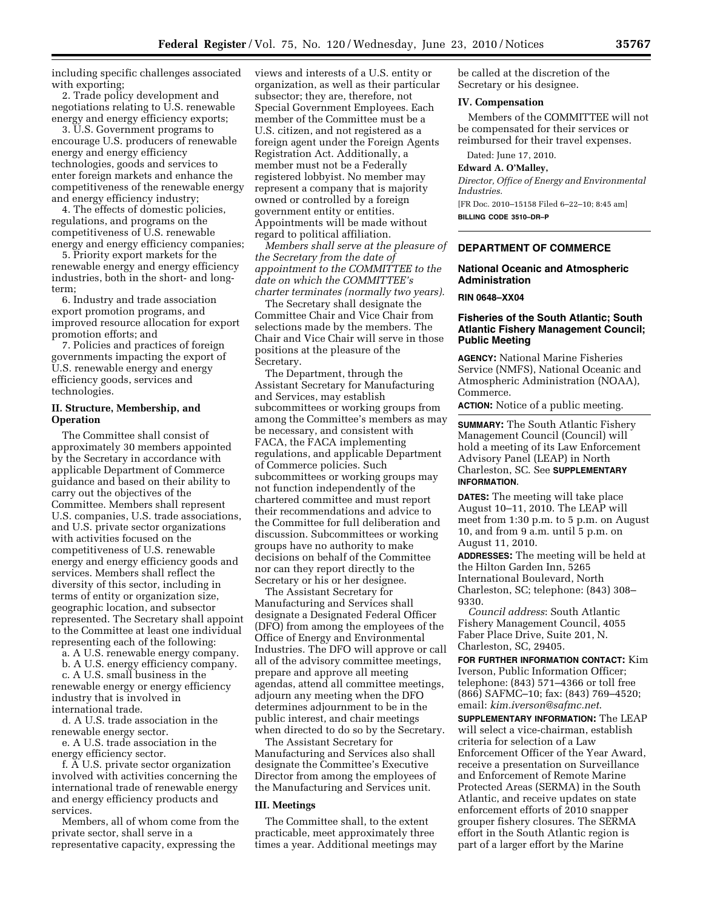including specific challenges associated with exporting;

2. Trade policy development and negotiations relating to U.S. renewable energy and energy efficiency exports;

3. U.S. Government programs to encourage U.S. producers of renewable energy and energy efficiency technologies, goods and services to enter foreign markets and enhance the competitiveness of the renewable energy and energy efficiency industry;

4. The effects of domestic policies, regulations, and programs on the competitiveness of U.S. renewable energy and energy efficiency companies;

5. Priority export markets for the renewable energy and energy efficiency industries, both in the short- and long-term;

6. Industry and trade association export promotion programs, and improved resource allocation for export promotion efforts; and

7. Policies and practices of foreign governments impacting the export of U.S. renewable energy and energy efficiency goods, services and technologies.

## II. Structure, Membership, and Operation

The Committee shall consist of approximately 30 members appointed by the Secretary in accordance with applicable Department of Commerce guidance and based on their ability to carry out the objectives of the Committee. Members shall represent U.S. companies, U.S. trade associations, and U.S. private sector organizations with activities focused on the competitiveness of U.S. renewable energy and energy efficiency goods and services. Members shall reflect the diversity of this sector, including in terms of entity or organization size, geographic location, and subsector represented. The Secretary shall appoint to the Committee at least one individual representing each of the following:

a. A U.S. renewable energy company.

b. A U.S. energy efficiency company.

c. A U.S. small business in the renewable energy or energy efficiency industry that is involved in international trade.

d. A U.S. trade association in the renewable energy sector.

e. A U.S. trade association in the energy efficiency sector.

f. A U.S. private sector organization involved with activities concerning the international trade of renewable energy and energy efficiency products and services.

Members, all of whom come from the private sector, shall serve in a representative capacity, expressing the views and interests of a U.S. entity or organization, as well as their particular subsector; they are, therefore, not Special Government Employees. Each member of the Committee must be a U.S. citizen, and not registered as a foreign agent under the Foreign Agents Registration Act. Additionally, a member must not be a Federally registered lobbyist. No member may represent a company that is majority owned or controlled by a foreign government entity or entities. Appointments will be made without regard to political affiliation.

*Members shall serve at the pleasure of the Secretary from the date of appointment to the COMMITTEE to the date on which the COMMITTEE's charter terminates (normally two years).*

The Secretary shall designate the Committee Chair and Vice Chair from selections made by the members. The Chair and Vice Chair will serve in those positions at the pleasure of the Secretary.

The Department, through the Assistant Secretary for Manufacturing and Services, may establish subcommittees or working groups from among the Committee's members as may be necessary, and consistent with FACA, the FACA implementing regulations, and applicable Department of Commerce policies. Such subcommittees or working groups may not function independently of the chartered committee and must report their recommendations and advice to the Committee for full deliberation and discussion. Subcommittees or working groups have no authority to make decisions on behalf of the Committee nor can they report directly to the Secretary or his or her designee.

The Assistant Secretary for Manufacturing and Services shall designate a Designated Federal Officer (DFO) from among the employees of the Office of Energy and Environmental Industries. The DFO will approve or call all of the advisory committee meetings, prepare and approve all meeting agendas, attend all committee meetings, adjourn any meeting when the DFO determines adjournment to be in the public interest, and chair meetings when directed to do so by the Secretary.

The Assistant Secretary for Manufacturing and Services also shall designate the Committee's Executive Director from among the employees of the Manufacturing and Services unit.

## III. Meetings

The Committee shall, to the extent practicable, meet approximately three times a year. Additional meetings may be called at the discretion of the Secretary or his designee.

## IV. Compensation

Members of the COMMITTEE will not be compensated for their services or reimbursed for their travel expenses.

Dated: June 17, 2010.

**Edward A. O'Malley,**

*Director, Office of Energy and Environmental Industries.*

[FR Doc. 2010–15158 Filed 6–22–10; 8:45 am]

**BILLING CODE 3510–DR–P**

---

# DEPARTMENT OF COMMERCE

## National Oceanic and Atmospheric Administration

**RIN 0648–XX04**

## Fisheries of the South Atlantic; South Atlantic Fishery Management Council; Public Meeting

**AGENCY:** National Marine Fisheries Service (NMFS), National Oceanic and Atmospheric Administration (NOAA), Commerce.

**ACTION:** Notice of a public meeting.

**SUMMARY:** The South Atlantic Fishery Management Council (Council) will hold a meeting of its Law Enforcement Advisory Panel (LEAP) in North Charleston, SC. See **SUPPLEMENTARY INFORMATION**.

**DATES:** The meeting will take place August 10–11, 2010. The LEAP will meet from 1:30 p.m. to 5 p.m. on August 10, and from 9 a.m. until 5 p.m. on August 11, 2010.

**ADDRESSES:** The meeting will be held at the Hilton Garden Inn, 5265 International Boulevard, North Charleston, SC; telephone: (843) 308–9330.

*Council address*: South Atlantic Fishery Management Council, 4055 Faber Place Drive, Suite 201, N. Charleston, SC, 29405.

**FOR FURTHER INFORMATION CONTACT:** Kim Iverson, Public Information Officer; telephone: (843) 571–4366 or toll free (866) SAFMC–10; fax: (843) 769–4520; email: *kim.iverson@safmc.net*.

**SUPPLEMENTARY INFORMATION:** The LEAP will select a vice-chairman, establish criteria for selection of a Law Enforcement Officer of the Year Award, receive a presentation on Surveillance and Enforcement of Remote Marine Protected Areas (SERMA) in the South Atlantic, and receive updates on state enforcement efforts of 2010 snapper grouper fishery closures. The SERMA effort in the South Atlantic region is part of a larger effort by the Marine